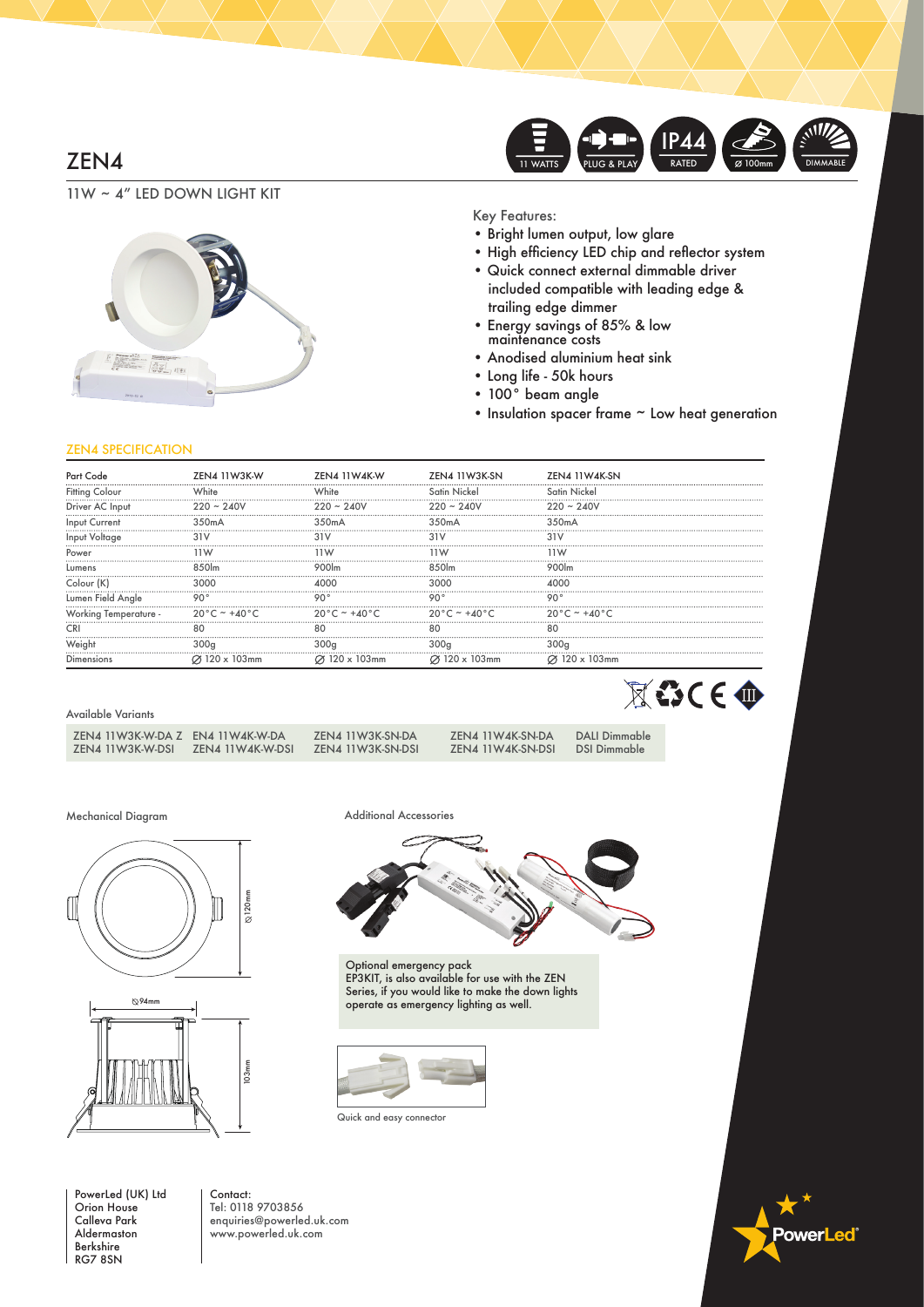# ZEN4

11 WATTS | PLUG & PLAY | IP44 RATED | ⌀ 100mm | DIMMABLE

## 11W ~ 4" LED DOWN LIGHT KIT

Key Features:

- Bright lumen output, low glare
- High efficiency LED chip and reflector system
- Quick connect external dimmable driver included compatible with leading edge & trailing edge dimmer
- Energy savings of 85% & low maintenance costs
- Anodised aluminium heat sink
- Long life - 50k hours
- 100° beam angle
- Insulation spacer frame ~ Low heat generation

### ZEN4 SPECIFICATION

| Part Code | ZEN4 11W3K-W | ZEN4 11W4K-W | ZEN4 11W3K-SN | ZEN4 11W4K-SN |
|---|---|---|---|---|
| Fitting Colour | White | White | Satin Nickel | Satin Nickel |
| Driver AC Input | 220 ~ 240V | 220 ~ 240V | 220 ~ 240V | 220 ~ 240V |
| Input Current | 350mA | 350mA | 350mA | 350mA |
| Input Voltage | 31V | 31V | 31V | 31V |
| Power | 11W | 11W | 11W | 11W |
| Lumens | 850lm | 900lm | 850lm | 900lm |
| Colour (K) | 3000 | 4000 | 3000 | 4000 |
| Lumen Field Angle | 90° | 90° | 90° | 90° |
| Working Temperature - | 20°C ~ +40°C | 20°C ~ +40°C | 20°C ~ +40°C | 20°C ~ +40°C |
| CRI | 80 | 80 | 80 | 80 |
| Weight | 300g | 300g | 300g | 300g |
| Dimensions | ⌀ 120 x 103mm | ⌀ 120 x 103mm | ⌀ 120 x 103mm | ⌀ 120 x 103mm |

Available Variants

| | | | | |
|---|---|---|---|---|
| ZEN4 11W3K-W-DA Z | EN4 11W4K-W-DA | ZEN4 11W3K-SN-DA | ZEN4 11W4K-SN-DA | DALI Dimmable |
| ZEN4 11W3K-W-DSI | ZEN4 11W4K-W-DSI | ZEN4 11W3K-SN-DSI | ZEN4 11W4K-SN-DSI | DSI Dimmable |

Mechanical Diagram

⌀120mm

⌀94mm

103mm

Additional Accessories

Optional emergency pack EP3KIT, is also available for use with the ZEN Series, if you would like to make the down lights operate as emergency lighting as well.

Quick and easy connector

PowerLed (UK) Ltd
Orion House
Calleva Park
Aldermaston
Berkshire
RG7 8SN

Contact:
Tel: 0118 9703856
enquiries@powerled.uk.com
www.powerled.uk.com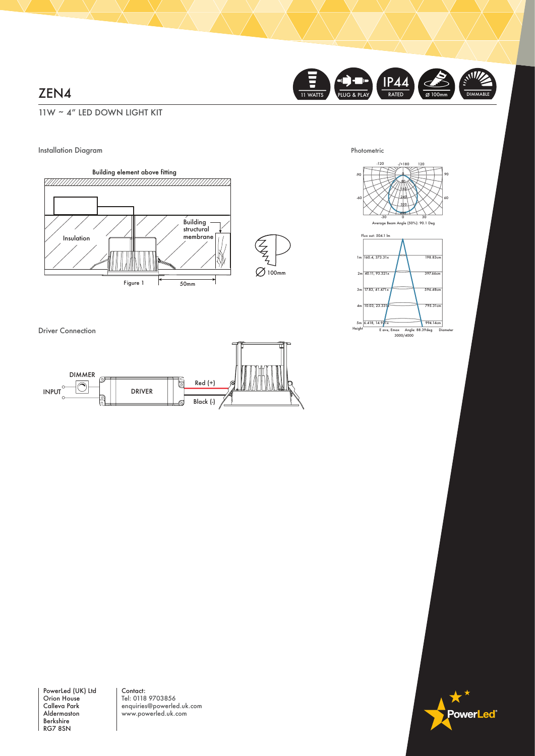# ZEN4

11 WATTS | PLUG & PLAY | IP44 RATED | Ø 100mm | DIMMABLE

## 11W ~ 4" LED DOWN LIGHT KIT

### Installation Diagram

Building element above fitting

Insulation

Building structural membrane

Figure 1

50mm

Ø 100mm

### Photometric

-120
-/+180
120
-90
90
-60
60
-30
0
30
80
160
240
320
400

Average Beam Angle (50%): 90.1 Deg

Flux out: 504.1 lm

1m 160.4, 373.31x 198.83cm

2m 40.11, 93.321x 397.66cm

3m 17.83, 41.471x 596.48cm

4m 10.03, 23.331x 795.31cm

5m 6.418, 14.931x 994.14cm

Height

E ave, Emax

Angle: 88.39deg

Diameter

3000/4000

### Driver Connection

DIMMER

INPUT

DRIVER

Red (+)

Black (-)

PowerLed (UK) Ltd
Orion House
Calleva Park
Aldermaston
Berkshire
RG7 8SN

Contact:
Tel: 0118 9703856
enquiries@powerled.uk.com
www.powerled.uk.com

PowerLed®